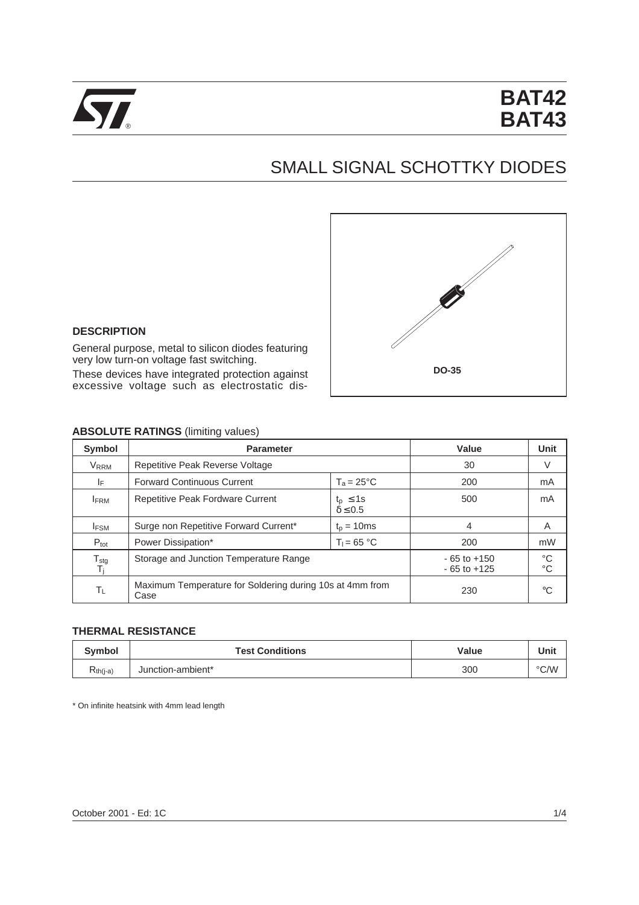# BAT42
# BAT43

## SMALL SIGNAL SCHOTTKY DIODES

DO-35

### DESCRIPTION

General purpose, metal to silicon diodes featuring very low turn-on voltage fast switching.

These devices have integrated protection against excessive voltage such as electrostatic dis-

### ABSOLUTE RATINGS (limiting values)

| Symbol | Parameter | | Value | Unit |
|---|---|---|---|---|
| $V_{RRM}$ | Repetitive Peak Reverse Voltage | | 30 | V |
| $I_F$ | Forward Continuous Current | $T_a = 25°C$ | 200 | mA |
| $I_{FRM}$ | Repetitive Peak Fordware Current | $t_p \leq 1s$ $\delta \leq 0.5$ | 500 | mA |
| $I_{FSM}$ | Surge non Repetitive Forward Current* | $t_p = 10ms$ | 4 | A |
| $P_{tot}$ | Power Dissipation* | $T_l = 65$ °C | 200 | mW |
| $T_{stg}$ $T_j$ | Storage and Junction Temperature Range | | - 65 to +150 - 65 to +125 | °C °C |
| $T_L$ | Maximum Temperature for Soldering during 10s at 4mm from Case | | 230 | °C |

### THERMAL RESISTANCE

| Symbol | Test Conditions | Value | Unit |
|---|---|---|---|
| $R_{th(j-a)}$ | Junction-ambient* | 300 | °C/W |

* On infinite heatsink with 4mm lead length

October 2001 - Ed: 1C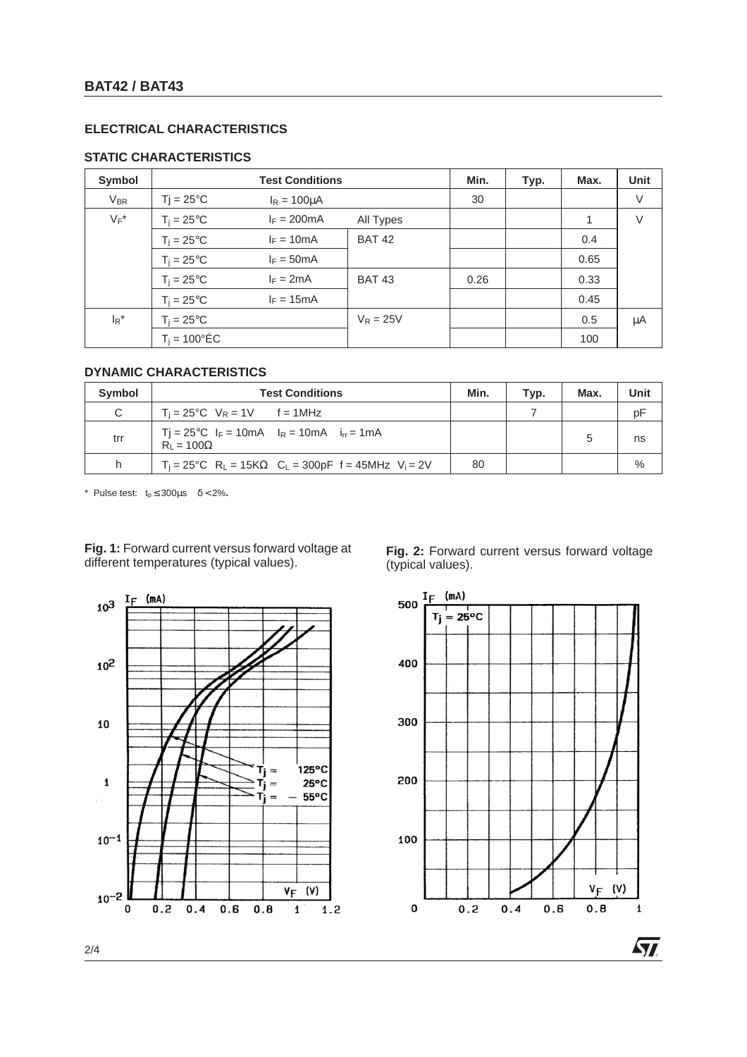## ELECTRICAL CHARACTERISTICS

### STATIC CHARACTERISTICS

| Symbol | Test Conditions | | | Min. | Typ. | Max. | Unit |
|---|---|---|---|---|---|---|---|
| $V_{BR}$ | Tj = 25°C | $I_R$ = 100μA | | 30 | | | V |
| $V_F$* | $T_j$ = 25°C | $I_F$ = 200mA | All Types | | | 1 | V |
| | $T_j$ = 25°C | $I_F$ = 10mA | BAT 42 | | | 0.4 | |
| | $T_j$ = 25°C | $I_F$ = 50mA | | | | 0.65 | |
| | $T_j$ = 25°C | $I_F$ = 2mA | BAT 43 | 0.26 | | 0.33 | |
| | $T_j$ = 25°C | $I_F$ = 15mA | | | | 0.45 | |
| $I_R$* | $T_j$ = 25°C | | $V_R$ = 25V | | | 0.5 | μA |
| | $T_j$ = 100°ÉC | | | | | 100 | |

### DYNAMIC CHARACTERISTICS

| Symbol | Test Conditions | Min. | Typ. | Max. | Unit |
|---|---|---|---|---|---|
| C | $T_j$ = 25°C $V_R$ = 1V f = 1MHz | | 7 | | pF |
| trr | Tj = 25°C $I_F$ = 10mA $I_R$ = 10mA $i_{rr}$ = 1mA $R_L$ = 100Ω | | | 5 | ns |
| h | $T_j$ = 25°C $R_L$ = 15KΩ $C_L$ = 300pF f = 45MHz $V_i$ = 2V | 80 | | | % |

\* Pulse test: $t_p \leq 300\mu s$ $\delta < 2\%$.

**Fig. 1:** Forward current versus forward voltage at different temperatures (typical values).

**Fig. 2:** Forward current versus forward voltage (typical values).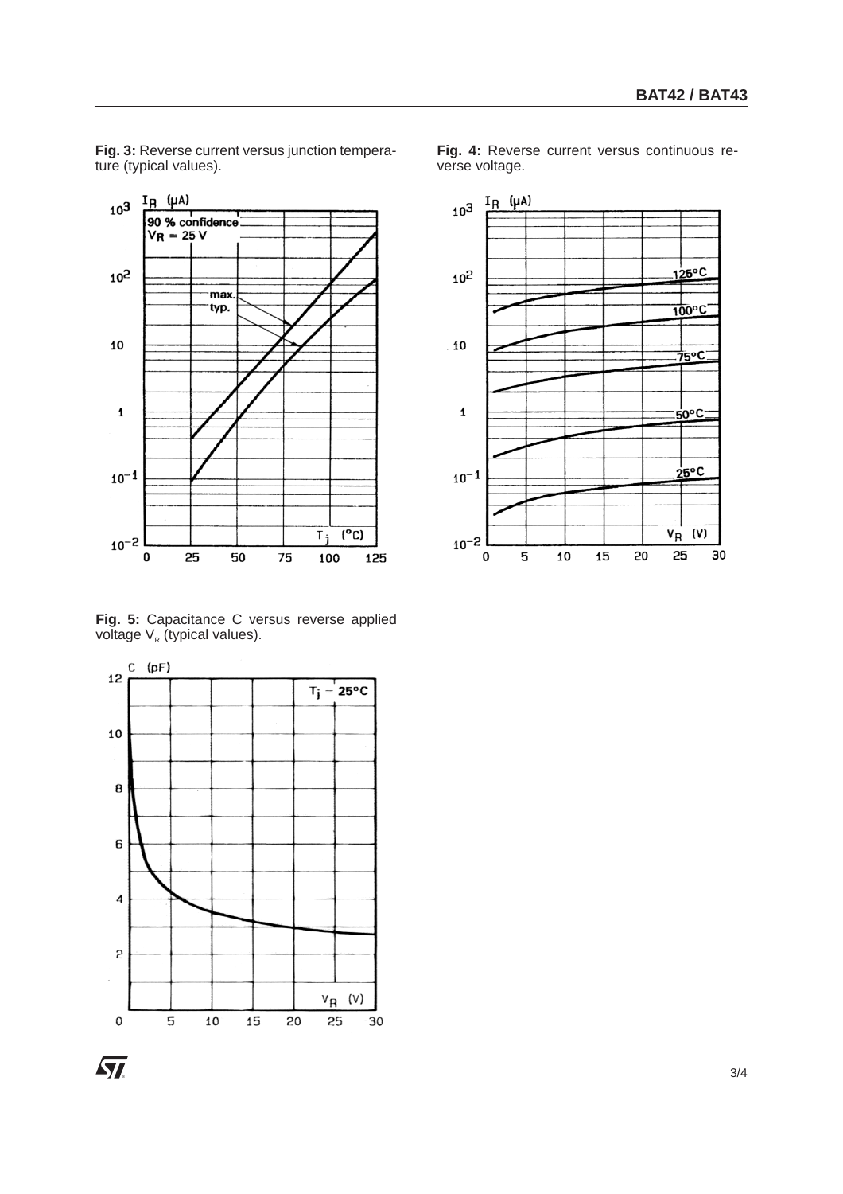**Fig. 3:** Reverse current versus junction temperature (typical values).

**Fig. 4:** Reverse current versus continuous reverse voltage.

**Fig. 5:** Capacitance C versus reverse applied voltage $V_R$ (typical values).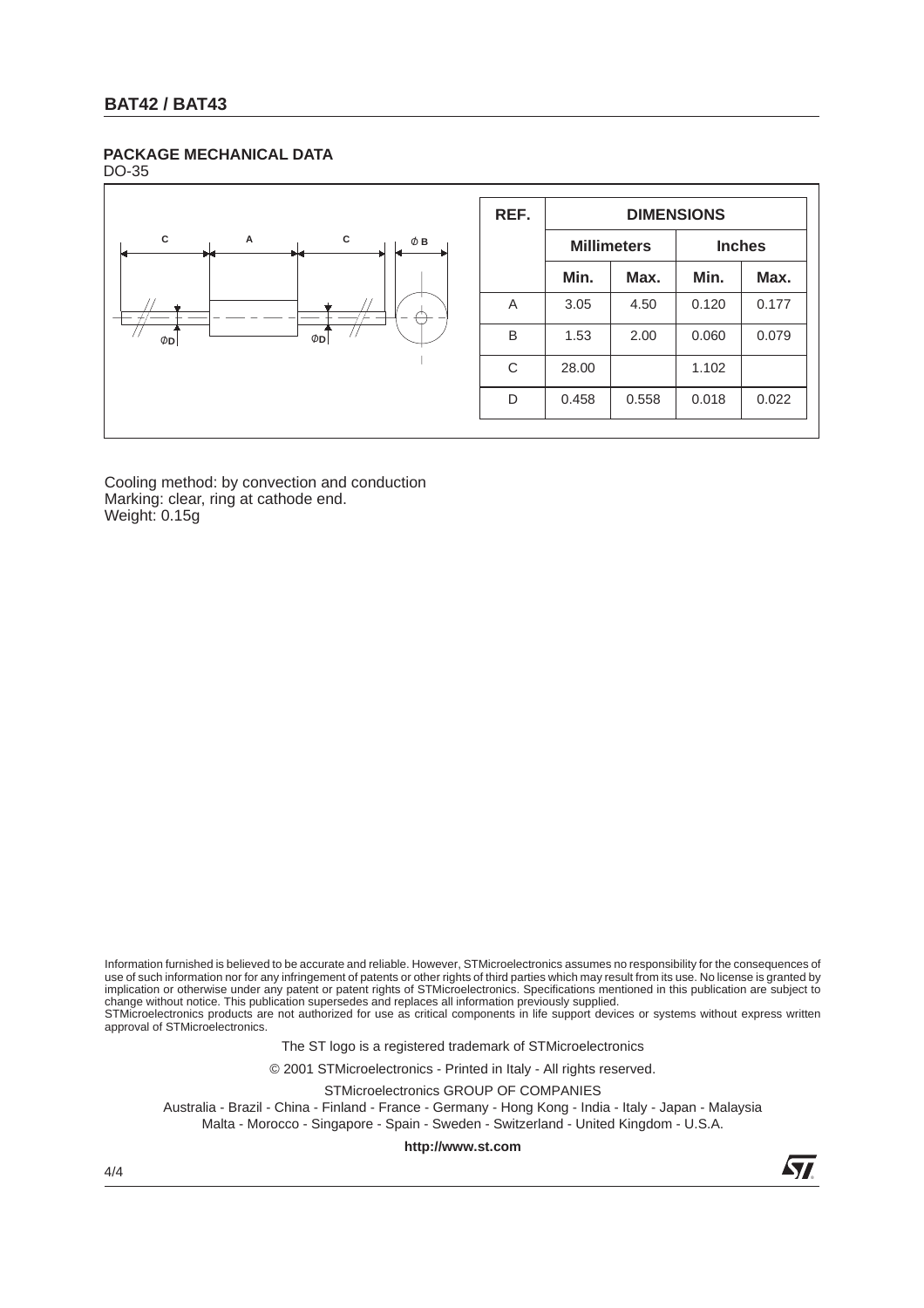## PACKAGE MECHANICAL DATA

DO-35

C A C ØB
ØD ØD

| REF. | DIMENSIONS | | | |
|---|---|---|---|---|
| | Millimeters | | Inches | |
| | Min. | Max. | Min. | Max. |
| A | 3.05 | 4.50 | 0.120 | 0.177 |
| B | 1.53 | 2.00 | 0.060 | 0.079 |
| C | 28.00 | | 1.102 | |
| D | 0.458 | 0.558 | 0.018 | 0.022 |

Cooling method: by convection and conduction
Marking: clear, ring at cathode end.
Weight: 0.15g

Information furnished is believed to be accurate and reliable. However, STMicroelectronics assumes no responsibility for the consequences of use of such information nor for any infringement of patents or other rights of third parties which may result from its use. No license is granted by implication or otherwise under any patent or patent rights of STMicroelectronics. Specifications mentioned in this publication are subject to change without notice. This publication supersedes and replaces all information previously supplied.
STMicroelectronics products are not authorized for use as critical components in life support devices or systems without express written approval of STMicroelectronics.

The ST logo is a registered trademark of STMicroelectronics

© 2001 STMicroelectronics - Printed in Italy - All rights reserved.

STMicroelectronics GROUP OF COMPANIES

Australia - Brazil - China - Finland - France - Germany - Hong Kong - India - Italy - Japan - Malaysia
Malta - Morocco - Singapore - Spain - Sweden - Switzerland - United Kingdom - U.S.A.

**http://www.st.com**